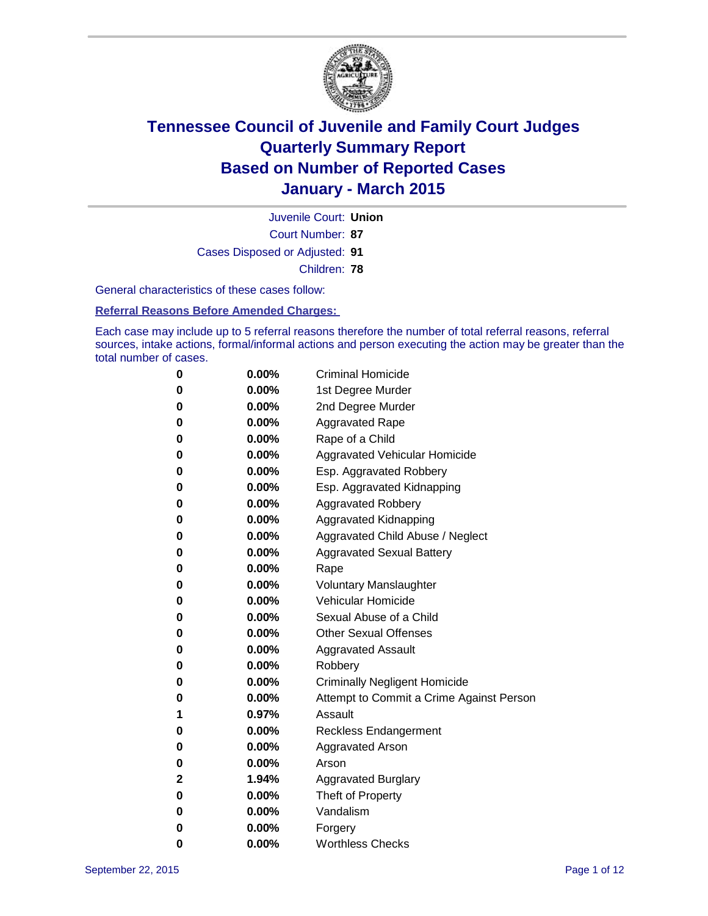# Tennessee Council of Juvenile and Family Court Judges
# Quarterly Summary Report
# Based on Number of Reported Cases
# January - March 2015

Juvenile Court: **Union**
Court Number: **87**
Cases Disposed or Adjusted: **91**
Children: **78**

General characteristics of these cases follow:

**Referral Reasons Before Amended Charges:**

Each case may include up to 5 referral reasons therefore the number of total referral reasons, referral sources, intake actions, formal/informal actions and person executing the action may be greater than the total number of cases.

| Count | Percent | Referral Reason |
|---|---|---|
| 0 | 0.00% | Criminal Homicide |
| 0 | 0.00% | 1st Degree Murder |
| 0 | 0.00% | 2nd Degree Murder |
| 0 | 0.00% | Aggravated Rape |
| 0 | 0.00% | Rape of a Child |
| 0 | 0.00% | Aggravated Vehicular Homicide |
| 0 | 0.00% | Esp. Aggravated Robbery |
| 0 | 0.00% | Esp. Aggravated Kidnapping |
| 0 | 0.00% | Aggravated Robbery |
| 0 | 0.00% | Aggravated Kidnapping |
| 0 | 0.00% | Aggravated Child Abuse / Neglect |
| 0 | 0.00% | Aggravated Sexual Battery |
| 0 | 0.00% | Rape |
| 0 | 0.00% | Voluntary Manslaughter |
| 0 | 0.00% | Vehicular Homicide |
| 0 | 0.00% | Sexual Abuse of a Child |
| 0 | 0.00% | Other Sexual Offenses |
| 0 | 0.00% | Aggravated Assault |
| 0 | 0.00% | Robbery |
| 0 | 0.00% | Criminally Negligent Homicide |
| 0 | 0.00% | Attempt to Commit a Crime Against Person |
| 1 | 0.97% | Assault |
| 0 | 0.00% | Reckless Endangerment |
| 0 | 0.00% | Aggravated Arson |
| 0 | 0.00% | Arson |
| 2 | 1.94% | Aggravated Burglary |
| 0 | 0.00% | Theft of Property |
| 0 | 0.00% | Vandalism |
| 0 | 0.00% | Forgery |
| 0 | 0.00% | Worthless Checks |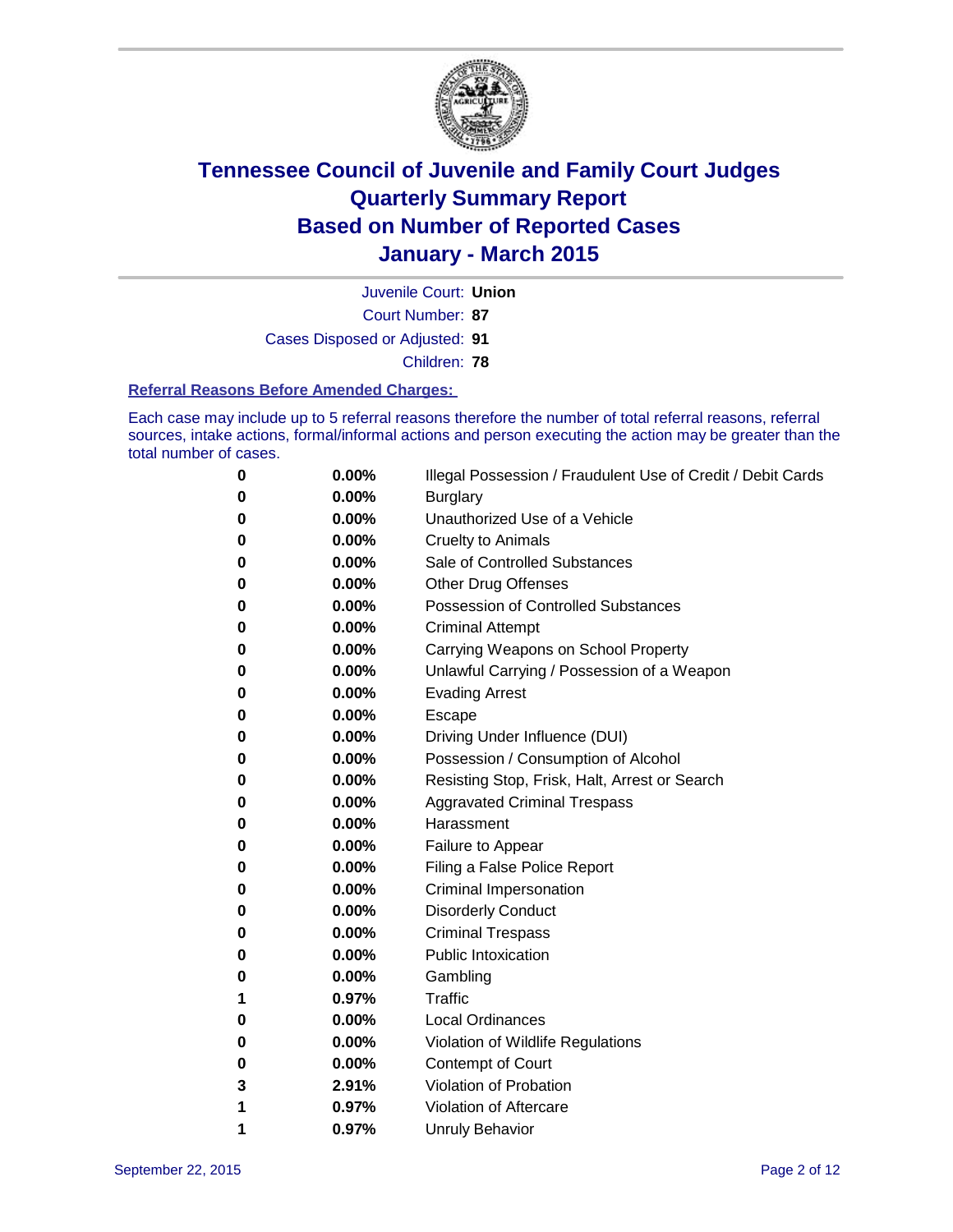# Tennessee Council of Juvenile and Family Court Judges
# Quarterly Summary Report
# Based on Number of Reported Cases
# January - March 2015

Juvenile Court: **Union**

Court Number: **87**

Cases Disposed or Adjusted: **91**

Children: **78**

**Referral Reasons Before Amended Charges:**

Each case may include up to 5 referral reasons therefore the number of total referral reasons, referral sources, intake actions, formal/informal actions and person executing the action may be greater than the total number of cases.

| | | |
|---|---|---|
| 0 | 0.00% | Illegal Possession / Fraudulent Use of Credit / Debit Cards |
| 0 | 0.00% | Burglary |
| 0 | 0.00% | Unauthorized Use of a Vehicle |
| 0 | 0.00% | Cruelty to Animals |
| 0 | 0.00% | Sale of Controlled Substances |
| 0 | 0.00% | Other Drug Offenses |
| 0 | 0.00% | Possession of Controlled Substances |
| 0 | 0.00% | Criminal Attempt |
| 0 | 0.00% | Carrying Weapons on School Property |
| 0 | 0.00% | Unlawful Carrying / Possession of a Weapon |
| 0 | 0.00% | Evading Arrest |
| 0 | 0.00% | Escape |
| 0 | 0.00% | Driving Under Influence (DUI) |
| 0 | 0.00% | Possession / Consumption of Alcohol |
| 0 | 0.00% | Resisting Stop, Frisk, Halt, Arrest or Search |
| 0 | 0.00% | Aggravated Criminal Trespass |
| 0 | 0.00% | Harassment |
| 0 | 0.00% | Failure to Appear |
| 0 | 0.00% | Filing a False Police Report |
| 0 | 0.00% | Criminal Impersonation |
| 0 | 0.00% | Disorderly Conduct |
| 0 | 0.00% | Criminal Trespass |
| 0 | 0.00% | Public Intoxication |
| 0 | 0.00% | Gambling |
| 1 | 0.97% | Traffic |
| 0 | 0.00% | Local Ordinances |
| 0 | 0.00% | Violation of Wildlife Regulations |
| 0 | 0.00% | Contempt of Court |
| 3 | 2.91% | Violation of Probation |
| 1 | 0.97% | Violation of Aftercare |
| 1 | 0.97% | Unruly Behavior |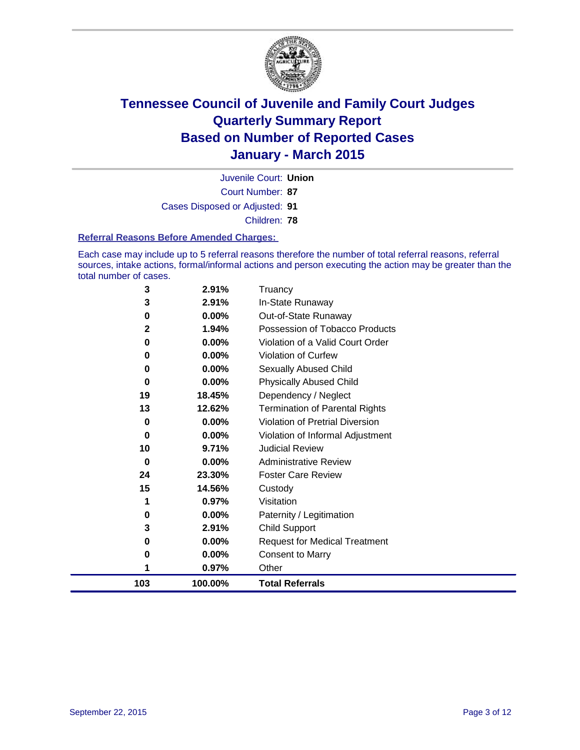# Tennessee Council of Juvenile and Family Court Judges
## Quarterly Summary Report
## Based on Number of Reported Cases
## January - March 2015

Juvenile Court: **Union**

Court Number: **87**

Cases Disposed or Adjusted: **91**

Children: **78**

### Referral Reasons Before Amended Charges:

Each case may include up to 5 referral reasons therefore the number of total referral reasons, referral sources, intake actions, formal/informal actions and person executing the action may be greater than the total number of cases.

| Count | Percent | Referral Reason |
|---|---|---|
| 3 | 2.91% | Truancy |
| 3 | 2.91% | In-State Runaway |
| 0 | 0.00% | Out-of-State Runaway |
| 2 | 1.94% | Possession of Tobacco Products |
| 0 | 0.00% | Violation of a Valid Court Order |
| 0 | 0.00% | Violation of Curfew |
| 0 | 0.00% | Sexually Abused Child |
| 0 | 0.00% | Physically Abused Child |
| 19 | 18.45% | Dependency / Neglect |
| 13 | 12.62% | Termination of Parental Rights |
| 0 | 0.00% | Violation of Pretrial Diversion |
| 0 | 0.00% | Violation of Informal Adjustment |
| 10 | 9.71% | Judicial Review |
| 0 | 0.00% | Administrative Review |
| 24 | 23.30% | Foster Care Review |
| 15 | 14.56% | Custody |
| 1 | 0.97% | Visitation |
| 0 | 0.00% | Paternity / Legitimation |
| 3 | 2.91% | Child Support |
| 0 | 0.00% | Request for Medical Treatment |
| 0 | 0.00% | Consent to Marry |
| 1 | 0.97% | Other |
| **103** | **100.00%** | **Total Referrals** |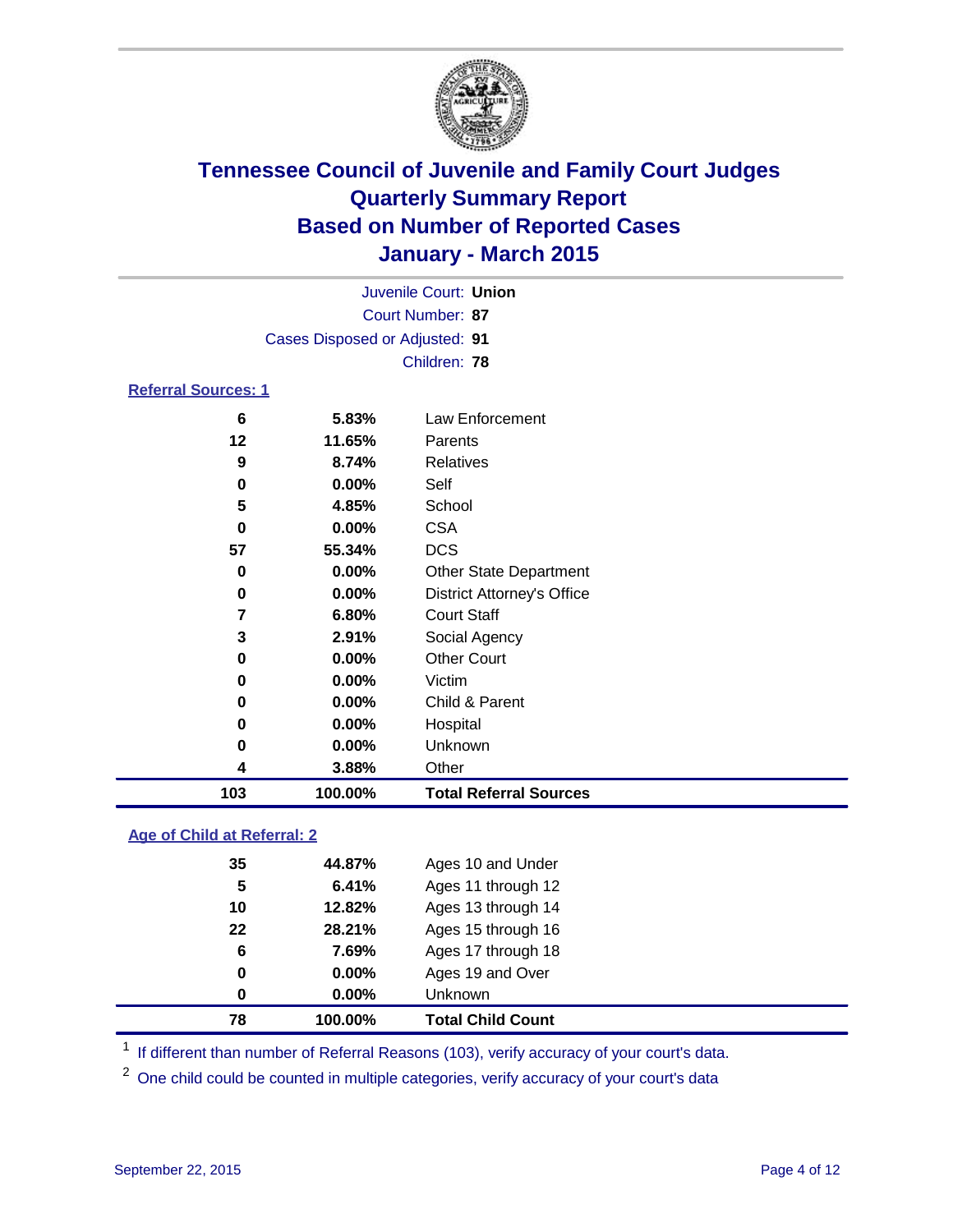# Tennessee Council of Juvenile and Family Court Judges
# Quarterly Summary Report
# Based on Number of Reported Cases
# January - March 2015

Juvenile Court: **Union**
Court Number: **87**
Cases Disposed or Adjusted: **91**
Children: **78**

## Referral Sources: 1

| Count | Percent | Source |
|---|---|---|
| 6 | 5.83% | Law Enforcement |
| 12 | 11.65% | Parents |
| 9 | 8.74% | Relatives |
| 0 | 0.00% | Self |
| 5 | 4.85% | School |
| 0 | 0.00% | CSA |
| 57 | 55.34% | DCS |
| 0 | 0.00% | Other State Department |
| 0 | 0.00% | District Attorney's Office |
| 7 | 6.80% | Court Staff |
| 3 | 2.91% | Social Agency |
| 0 | 0.00% | Other Court |
| 0 | 0.00% | Victim |
| 0 | 0.00% | Child & Parent |
| 0 | 0.00% | Hospital |
| 0 | 0.00% | Unknown |
| 4 | 3.88% | Other |
| **103** | **100.00%** | **Total Referral Sources** |

## Age of Child at Referral: 2

| Count | Percent | Age |
|---|---|---|
| 35 | 44.87% | Ages 10 and Under |
| 5 | 6.41% | Ages 11 through 12 |
| 10 | 12.82% | Ages 13 through 14 |
| 22 | 28.21% | Ages 15 through 16 |
| 6 | 7.69% | Ages 17 through 18 |
| 0 | 0.00% | Ages 19 and Over |
| 0 | 0.00% | Unknown |
| **78** | **100.00%** | **Total Child Count** |

[1] If different than number of Referral Reasons (103), verify accuracy of your court's data.

[2] One child could be counted in multiple categories, verify accuracy of your court's data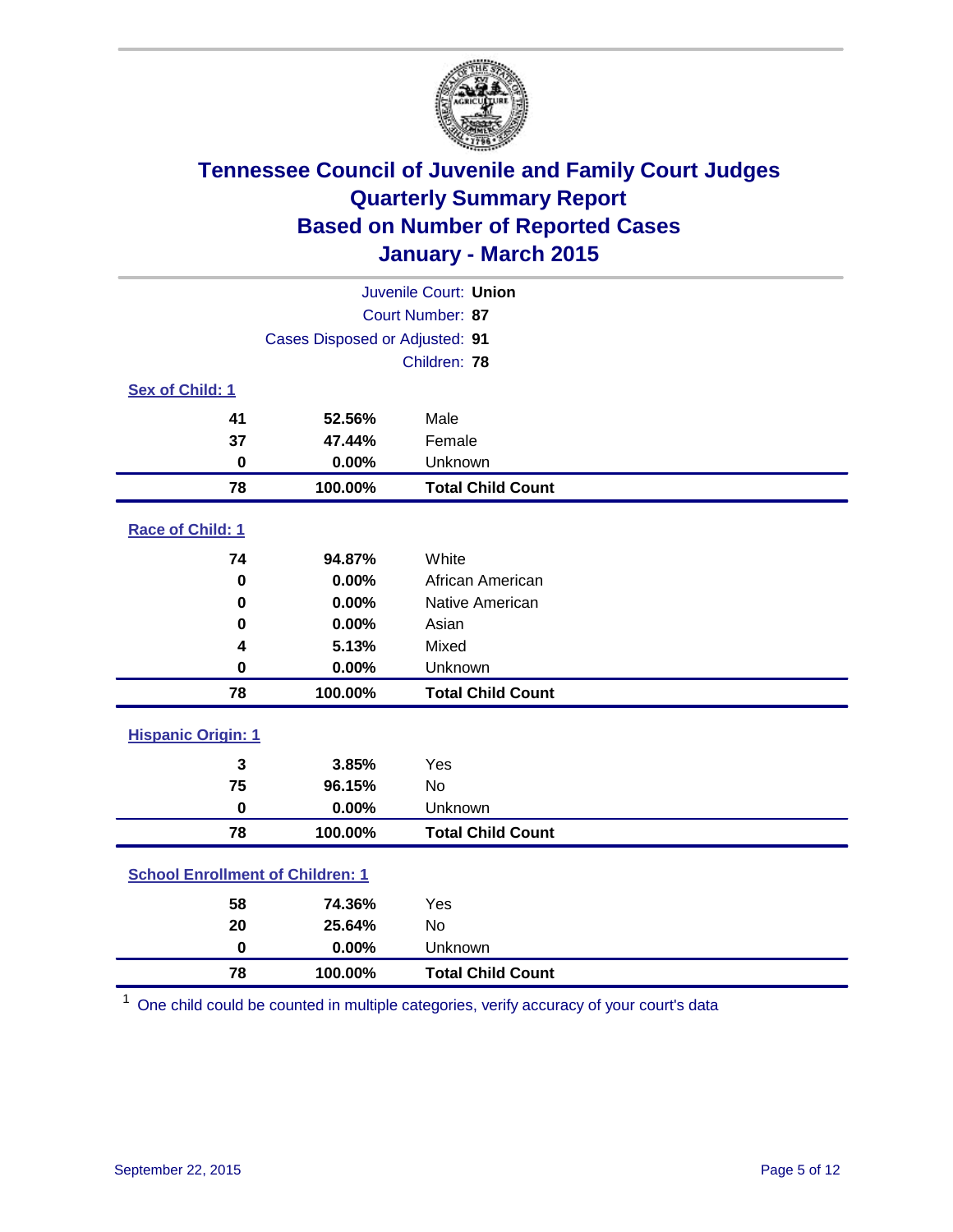# Tennessee Council of Juvenile and Family Court Judges
## Quarterly Summary Report
## Based on Number of Reported Cases
## January - March 2015

Juvenile Court: **Union**
Court Number: **87**
Cases Disposed or Adjusted: **91**
Children: **78**

### Sex of Child: 1

| Count | Percent | Category |
|---|---|---|
| 41 | 52.56% | Male |
| 37 | 47.44% | Female |
| 0 | 0.00% | Unknown |
| **78** | **100.00%** | **Total Child Count** |

### Race of Child: 1

| Count | Percent | Category |
|---|---|---|
| 74 | 94.87% | White |
| 0 | 0.00% | African American |
| 0 | 0.00% | Native American |
| 0 | 0.00% | Asian |
| 4 | 5.13% | Mixed |
| 0 | 0.00% | Unknown |
| **78** | **100.00%** | **Total Child Count** |

### Hispanic Origin: 1

| Count | Percent | Category |
|---|---|---|
| 3 | 3.85% | Yes |
| 75 | 96.15% | No |
| 0 | 0.00% | Unknown |
| **78** | **100.00%** | **Total Child Count** |

### School Enrollment of Children: 1

| Count | Percent | Category |
|---|---|---|
| 58 | 74.36% | Yes |
| 20 | 25.64% | No |
| 0 | 0.00% | Unknown |
| **78** | **100.00%** | **Total Child Count** |

[1] One child could be counted in multiple categories, verify accuracy of your court's data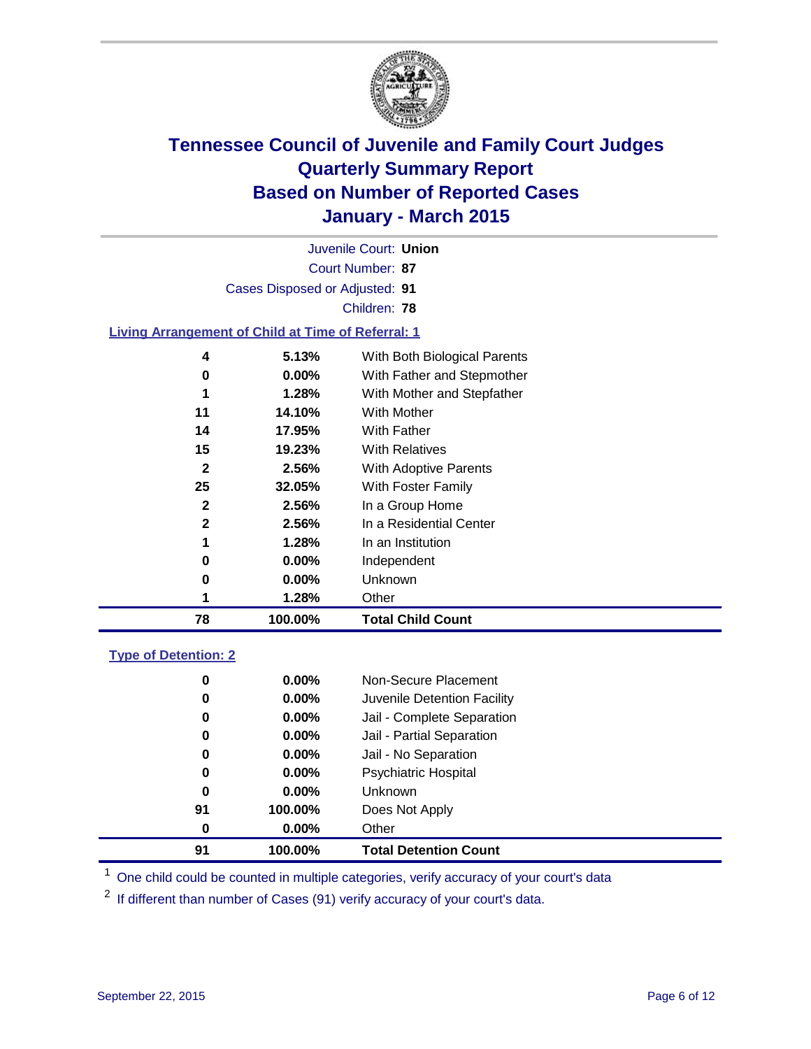# Tennessee Council of Juvenile and Family Court Judges
# Quarterly Summary Report
# Based on Number of Reported Cases
# January - March 2015

Juvenile Court: **Union**

Court Number: **87**

Cases Disposed or Adjusted: **91**

Children: **78**

## Living Arrangement of Child at Time of Referral: 1

| Count | Percent | Living Arrangement |
|---|---|---|
| 4 | 5.13% | With Both Biological Parents |
| 0 | 0.00% | With Father and Stepmother |
| 1 | 1.28% | With Mother and Stepfather |
| 11 | 14.10% | With Mother |
| 14 | 17.95% | With Father |
| 15 | 19.23% | With Relatives |
| 2 | 2.56% | With Adoptive Parents |
| 25 | 32.05% | With Foster Family |
| 2 | 2.56% | In a Group Home |
| 2 | 2.56% | In a Residential Center |
| 1 | 1.28% | In an Institution |
| 0 | 0.00% | Independent |
| 0 | 0.00% | Unknown |
| 1 | 1.28% | Other |
| **78** | **100.00%** | **Total Child Count** |

## Type of Detention: 2

| Count | Percent | Type of Detention |
|---|---|---|
| 0 | 0.00% | Non-Secure Placement |
| 0 | 0.00% | Juvenile Detention Facility |
| 0 | 0.00% | Jail - Complete Separation |
| 0 | 0.00% | Jail - Partial Separation |
| 0 | 0.00% | Jail - No Separation |
| 0 | 0.00% | Psychiatric Hospital |
| 0 | 0.00% | Unknown |
| 91 | 100.00% | Does Not Apply |
| 0 | 0.00% | Other |
| **91** | **100.00%** | **Total Detention Count** |

[1] One child could be counted in multiple categories, verify accuracy of your court's data

[2] If different than number of Cases (91) verify accuracy of your court's data.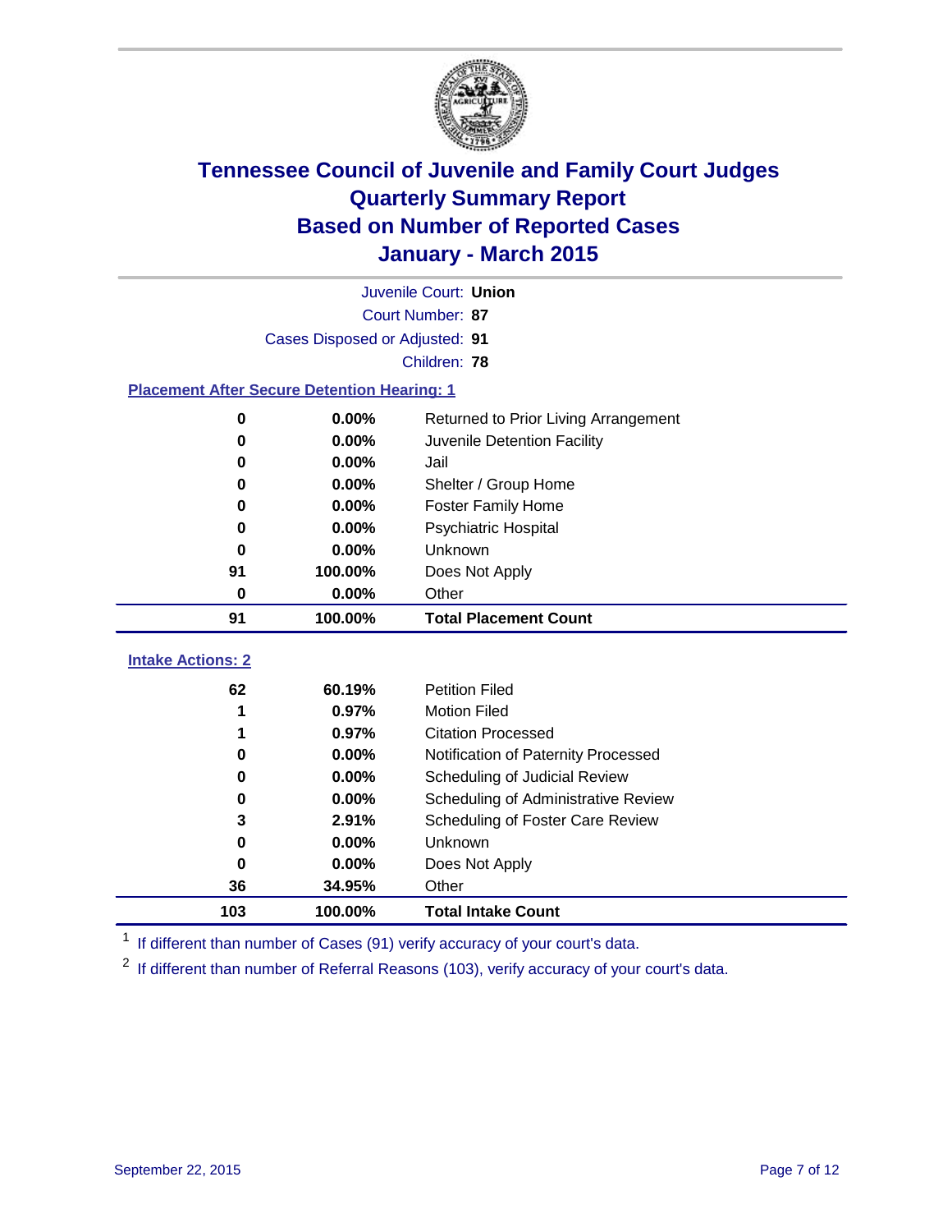# Tennessee Council of Juvenile and Family Court Judges
# Quarterly Summary Report
# Based on Number of Reported Cases
# January - March 2015

Juvenile Court: **Union**

Court Number: **87**

Cases Disposed or Adjusted: **91**

Children: **78**

### Placement After Secure Detention Hearing: 1

| Count | Percent | Placement |
|---|---|---|
| 0 | 0.00% | Returned to Prior Living Arrangement |
| 0 | 0.00% | Juvenile Detention Facility |
| 0 | 0.00% | Jail |
| 0 | 0.00% | Shelter / Group Home |
| 0 | 0.00% | Foster Family Home |
| 0 | 0.00% | Psychiatric Hospital |
| 0 | 0.00% | Unknown |
| 91 | 100.00% | Does Not Apply |
| 0 | 0.00% | Other |
| **91** | **100.00%** | **Total Placement Count** |

### Intake Actions: 2

| Count | Percent | Intake Action |
|---|---|---|
| 62 | 60.19% | Petition Filed |
| 1 | 0.97% | Motion Filed |
| 1 | 0.97% | Citation Processed |
| 0 | 0.00% | Notification of Paternity Processed |
| 0 | 0.00% | Scheduling of Judicial Review |
| 0 | 0.00% | Scheduling of Administrative Review |
| 3 | 2.91% | Scheduling of Foster Care Review |
| 0 | 0.00% | Unknown |
| 0 | 0.00% | Does Not Apply |
| 36 | 34.95% | Other |
| **103** | **100.00%** | **Total Intake Count** |

[1] If different than number of Cases (91) verify accuracy of your court's data.

[2] If different than number of Referral Reasons (103), verify accuracy of your court's data.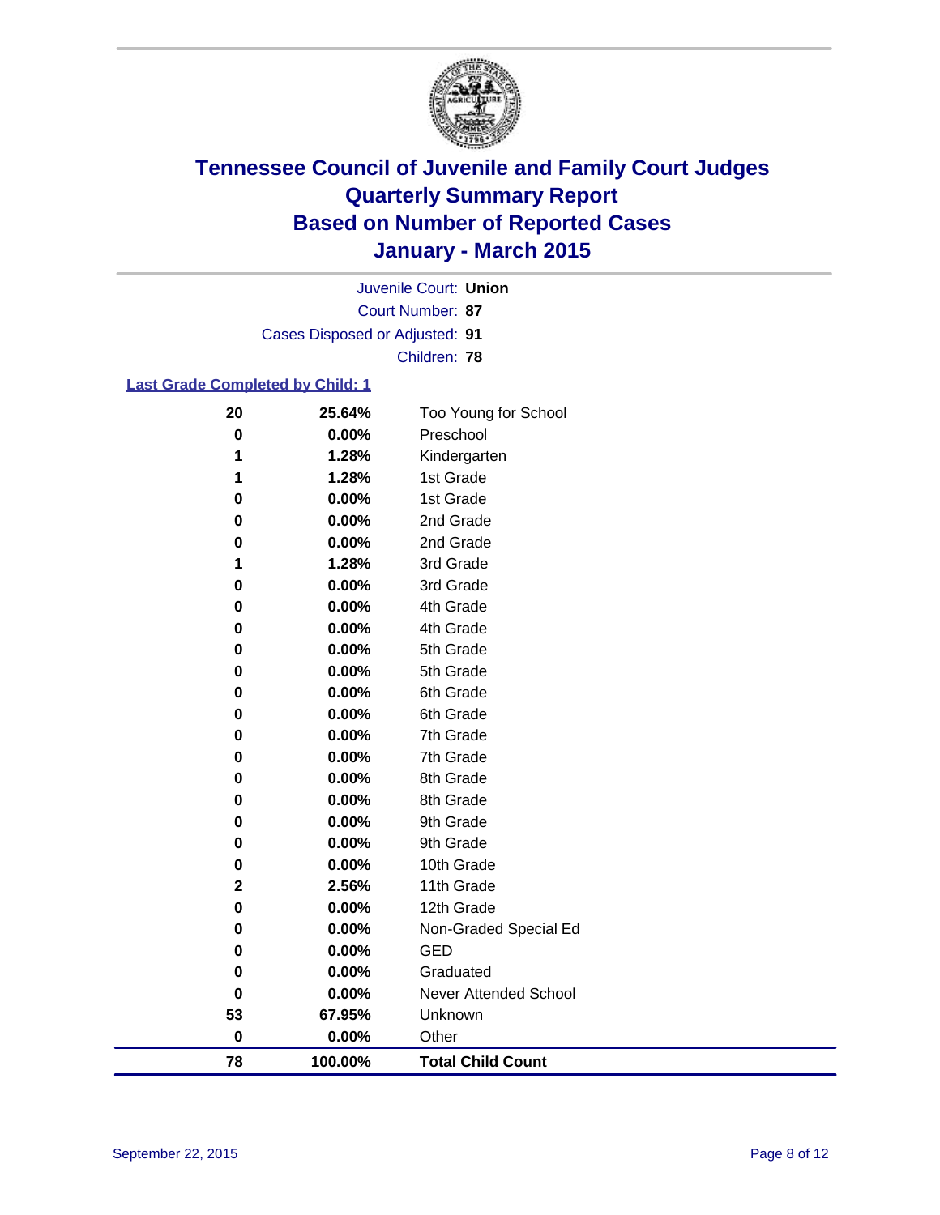# Tennessee Council of Juvenile and Family Court Judges
## Quarterly Summary Report
## Based on Number of Reported Cases
## January - March 2015

Juvenile Court: **Union**

Court Number: **87**

Cases Disposed or Adjusted: **91**

Children: **78**

**Last Grade Completed by Child: 1**

| Count | Percent | Grade |
|---|---|---|
| 20 | 25.64% | Too Young for School |
| 0 | 0.00% | Preschool |
| 1 | 1.28% | Kindergarten |
| 1 | 1.28% | 1st Grade |
| 0 | 0.00% | 1st Grade |
| 0 | 0.00% | 2nd Grade |
| 0 | 0.00% | 2nd Grade |
| 1 | 1.28% | 3rd Grade |
| 0 | 0.00% | 3rd Grade |
| 0 | 0.00% | 4th Grade |
| 0 | 0.00% | 4th Grade |
| 0 | 0.00% | 5th Grade |
| 0 | 0.00% | 5th Grade |
| 0 | 0.00% | 6th Grade |
| 0 | 0.00% | 6th Grade |
| 0 | 0.00% | 7th Grade |
| 0 | 0.00% | 7th Grade |
| 0 | 0.00% | 8th Grade |
| 0 | 0.00% | 8th Grade |
| 0 | 0.00% | 9th Grade |
| 0 | 0.00% | 9th Grade |
| 0 | 0.00% | 10th Grade |
| 2 | 2.56% | 11th Grade |
| 0 | 0.00% | 12th Grade |
| 0 | 0.00% | Non-Graded Special Ed |
| 0 | 0.00% | GED |
| 0 | 0.00% | Graduated |
| 0 | 0.00% | Never Attended School |
| 53 | 67.95% | Unknown |
| 0 | 0.00% | Other |
| **78** | **100.00%** | **Total Child Count** |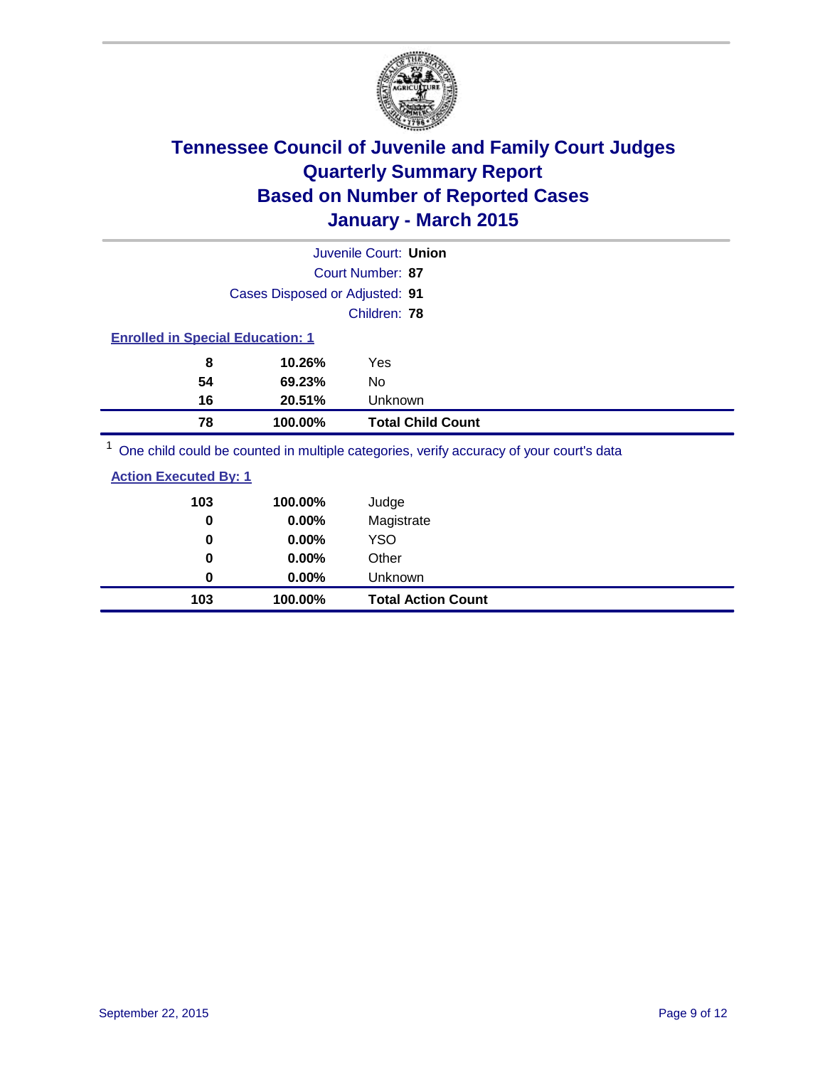# Tennessee Council of Juvenile and Family Court Judges
## Quarterly Summary Report
## Based on Number of Reported Cases
## January - March 2015

Juvenile Court: **Union**

Court Number: **87**

Cases Disposed or Adjusted: **91**

Children: **78**

### Enrolled in Special Education: 1

| Count | Percent | Category |
|---|---|---|
| 8 | 10.26% | Yes |
| 54 | 69.23% | No |
| 16 | 20.51% | Unknown |
| **78** | **100.00%** | **Total Child Count** |

[1] One child could be counted in multiple categories, verify accuracy of your court's data

### Action Executed By: 1

| Count | Percent | Category |
|---|---|---|
| 103 | 100.00% | Judge |
| 0 | 0.00% | Magistrate |
| 0 | 0.00% | YSO |
| 0 | 0.00% | Other |
| 0 | 0.00% | Unknown |
| **103** | **100.00%** | **Total Action Count** |

September 22, 2015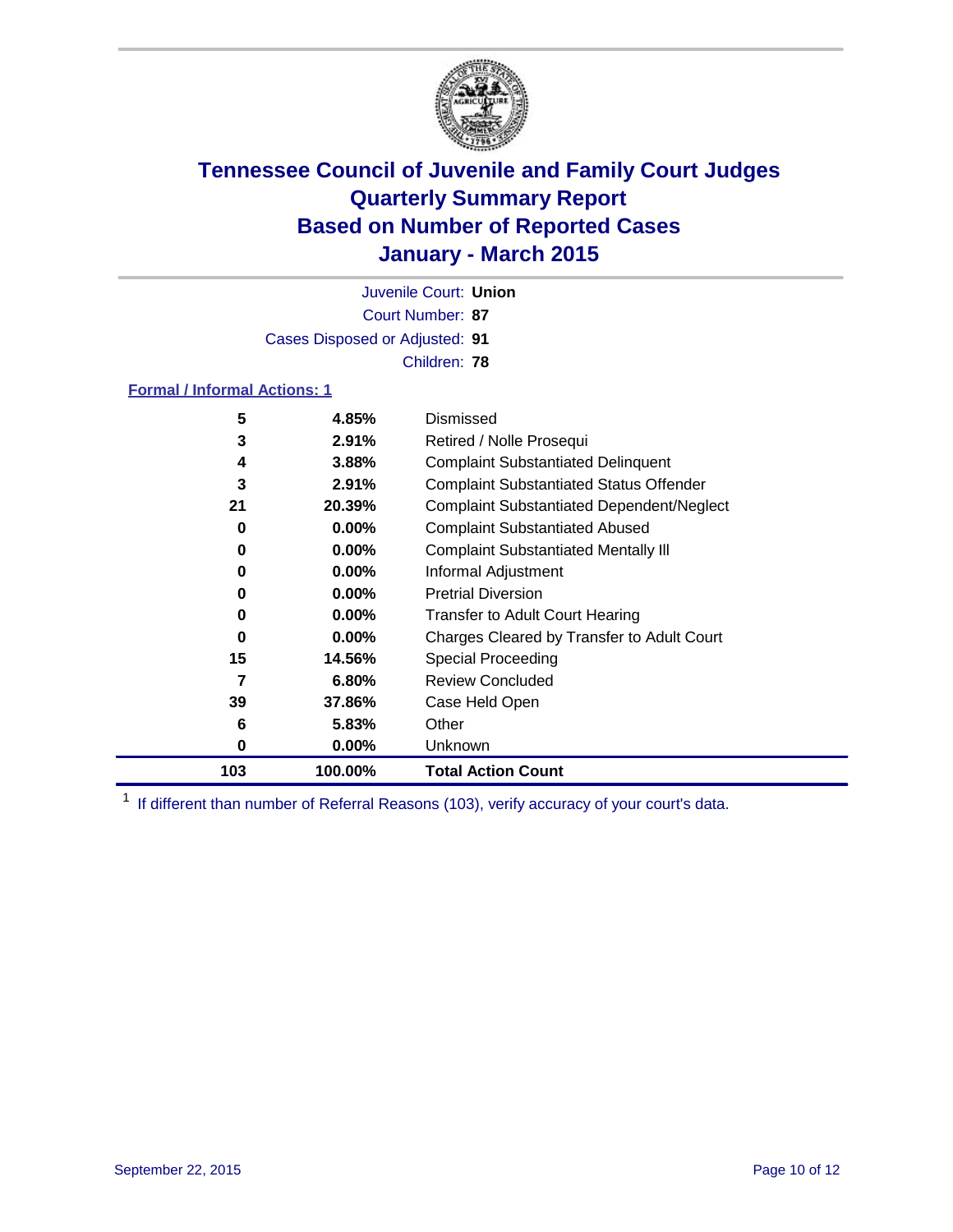# Tennessee Council of Juvenile and Family Court Judges
## Quarterly Summary Report
## Based on Number of Reported Cases
## January - March 2015

Juvenile Court: **Union**

Court Number: **87**

Cases Disposed or Adjusted: **91**

Children: **78**

**Formal / Informal Actions: 1**

| Count | Percent | Action |
|---|---|---|
| 5 | 4.85% | Dismissed |
| 3 | 2.91% | Retired / Nolle Prosequi |
| 4 | 3.88% | Complaint Substantiated Delinquent |
| 3 | 2.91% | Complaint Substantiated Status Offender |
| 21 | 20.39% | Complaint Substantiated Dependent/Neglect |
| 0 | 0.00% | Complaint Substantiated Abused |
| 0 | 0.00% | Complaint Substantiated Mentally Ill |
| 0 | 0.00% | Informal Adjustment |
| 0 | 0.00% | Pretrial Diversion |
| 0 | 0.00% | Transfer to Adult Court Hearing |
| 0 | 0.00% | Charges Cleared by Transfer to Adult Court |
| 15 | 14.56% | Special Proceeding |
| 7 | 6.80% | Review Concluded |
| 39 | 37.86% | Case Held Open |
| 6 | 5.83% | Other |
| 0 | 0.00% | Unknown |
| **103** | **100.00%** | **Total Action Count** |

[1] If different than number of Referral Reasons (103), verify accuracy of your court's data.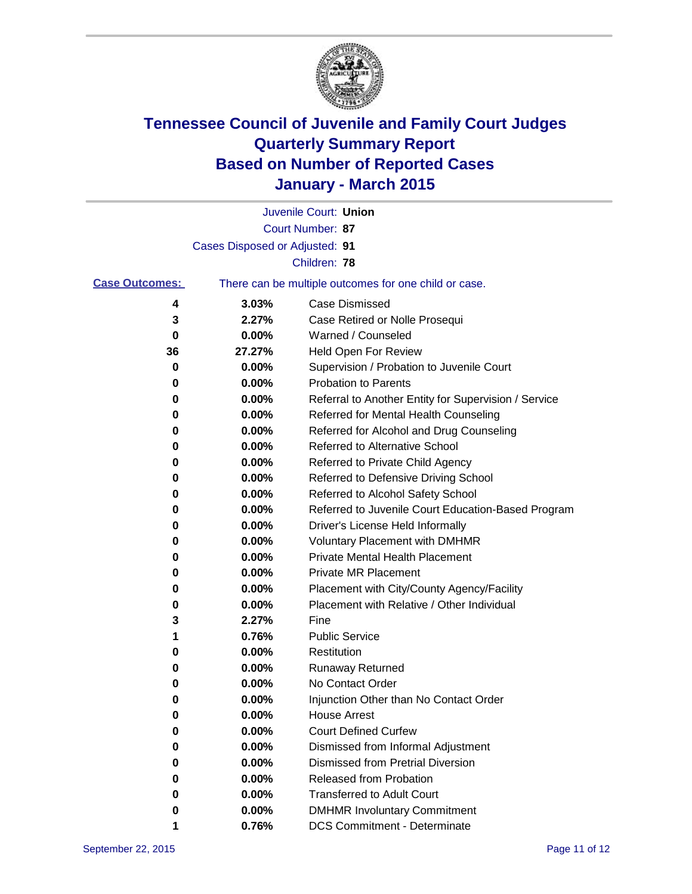# Tennessee Council of Juvenile and Family Court Judges
# Quarterly Summary Report
# Based on Number of Reported Cases
# January - March 2015

Juvenile Court: **Union**

Court Number: **87**

Cases Disposed or Adjusted: **91**

Children: **78**

**Case Outcomes:** There can be multiple outcomes for one child or case.

| | | |
|---|---|---|
| **4** | **3.03%** | Case Dismissed |
| **3** | **2.27%** | Case Retired or Nolle Prosequi |
| **0** | **0.00%** | Warned / Counseled |
| **36** | **27.27%** | Held Open For Review |
| **0** | **0.00%** | Supervision / Probation to Juvenile Court |
| **0** | **0.00%** | Probation to Parents |
| **0** | **0.00%** | Referral to Another Entity for Supervision / Service |
| **0** | **0.00%** | Referred for Mental Health Counseling |
| **0** | **0.00%** | Referred for Alcohol and Drug Counseling |
| **0** | **0.00%** | Referred to Alternative School |
| **0** | **0.00%** | Referred to Private Child Agency |
| **0** | **0.00%** | Referred to Defensive Driving School |
| **0** | **0.00%** | Referred to Alcohol Safety School |
| **0** | **0.00%** | Referred to Juvenile Court Education-Based Program |
| **0** | **0.00%** | Driver's License Held Informally |
| **0** | **0.00%** | Voluntary Placement with DMHMR |
| **0** | **0.00%** | Private Mental Health Placement |
| **0** | **0.00%** | Private MR Placement |
| **0** | **0.00%** | Placement with City/County Agency/Facility |
| **0** | **0.00%** | Placement with Relative / Other Individual |
| **3** | **2.27%** | Fine |
| **1** | **0.76%** | Public Service |
| **0** | **0.00%** | Restitution |
| **0** | **0.00%** | Runaway Returned |
| **0** | **0.00%** | No Contact Order |
| **0** | **0.00%** | Injunction Other than No Contact Order |
| **0** | **0.00%** | House Arrest |
| **0** | **0.00%** | Court Defined Curfew |
| **0** | **0.00%** | Dismissed from Informal Adjustment |
| **0** | **0.00%** | Dismissed from Pretrial Diversion |
| **0** | **0.00%** | Released from Probation |
| **0** | **0.00%** | Transferred to Adult Court |
| **0** | **0.00%** | DMHMR Involuntary Commitment |
| **1** | **0.76%** | DCS Commitment - Determinate |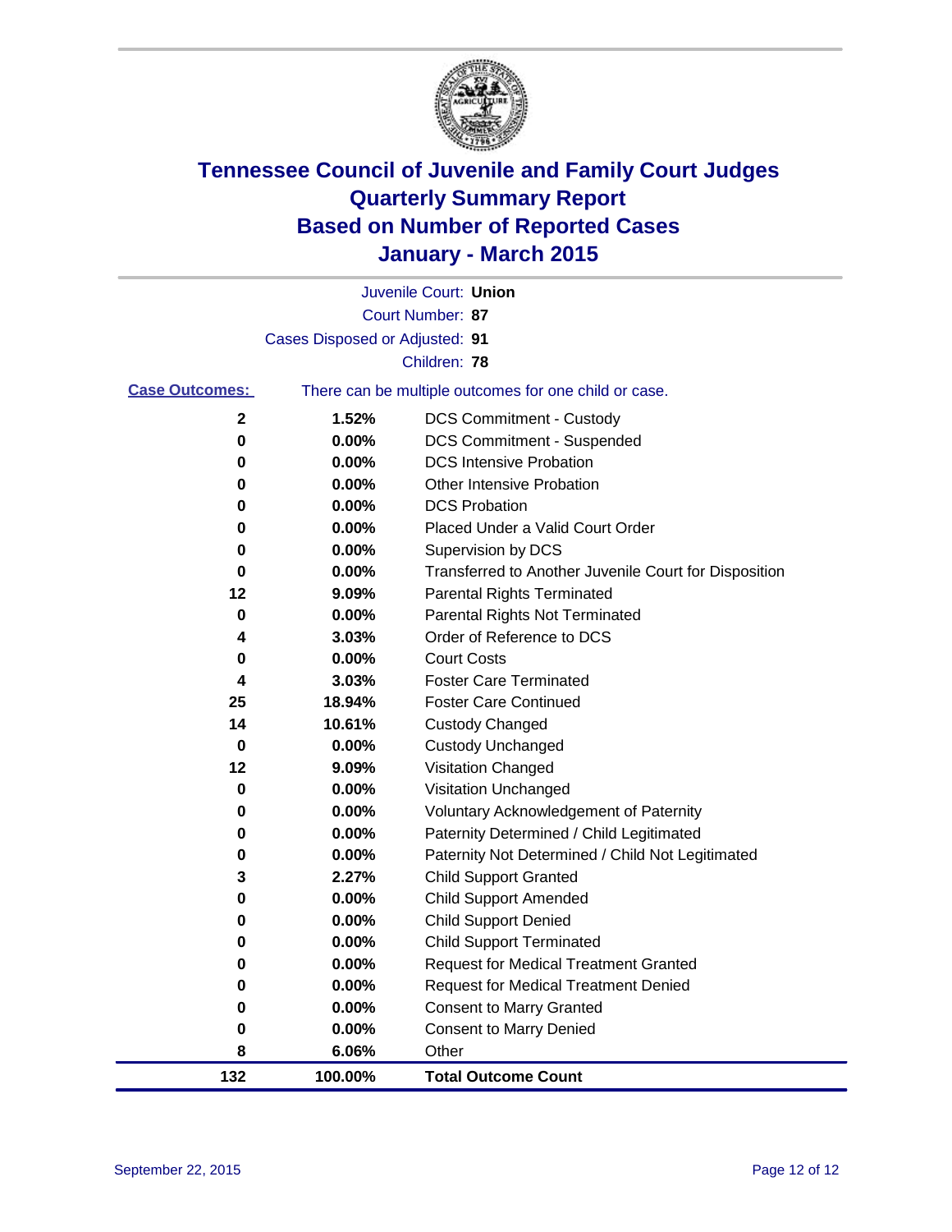# Tennessee Council of Juvenile and Family Court Judges
# Quarterly Summary Report
# Based on Number of Reported Cases
# January - March 2015

Juvenile Court: **Union**

Court Number: **87**

Cases Disposed or Adjusted: **91**

Children: **78**

**Case Outcomes:** There can be multiple outcomes for one child or case.

| | | |
|---|---|---|
| 2 | 1.52% | DCS Commitment - Custody |
| 0 | 0.00% | DCS Commitment - Suspended |
| 0 | 0.00% | DCS Intensive Probation |
| 0 | 0.00% | Other Intensive Probation |
| 0 | 0.00% | DCS Probation |
| 0 | 0.00% | Placed Under a Valid Court Order |
| 0 | 0.00% | Supervision by DCS |
| 0 | 0.00% | Transferred to Another Juvenile Court for Disposition |
| 12 | 9.09% | Parental Rights Terminated |
| 0 | 0.00% | Parental Rights Not Terminated |
| 4 | 3.03% | Order of Reference to DCS |
| 0 | 0.00% | Court Costs |
| 4 | 3.03% | Foster Care Terminated |
| 25 | 18.94% | Foster Care Continued |
| 14 | 10.61% | Custody Changed |
| 0 | 0.00% | Custody Unchanged |
| 12 | 9.09% | Visitation Changed |
| 0 | 0.00% | Visitation Unchanged |
| 0 | 0.00% | Voluntary Acknowledgement of Paternity |
| 0 | 0.00% | Paternity Determined / Child Legitimated |
| 0 | 0.00% | Paternity Not Determined / Child Not Legitimated |
| 3 | 2.27% | Child Support Granted |
| 0 | 0.00% | Child Support Amended |
| 0 | 0.00% | Child Support Denied |
| 0 | 0.00% | Child Support Terminated |
| 0 | 0.00% | Request for Medical Treatment Granted |
| 0 | 0.00% | Request for Medical Treatment Denied |
| 0 | 0.00% | Consent to Marry Granted |
| 0 | 0.00% | Consent to Marry Denied |
| 8 | 6.06% | Other |
| **132** | **100.00%** | **Total Outcome Count** |

September 22, 2015